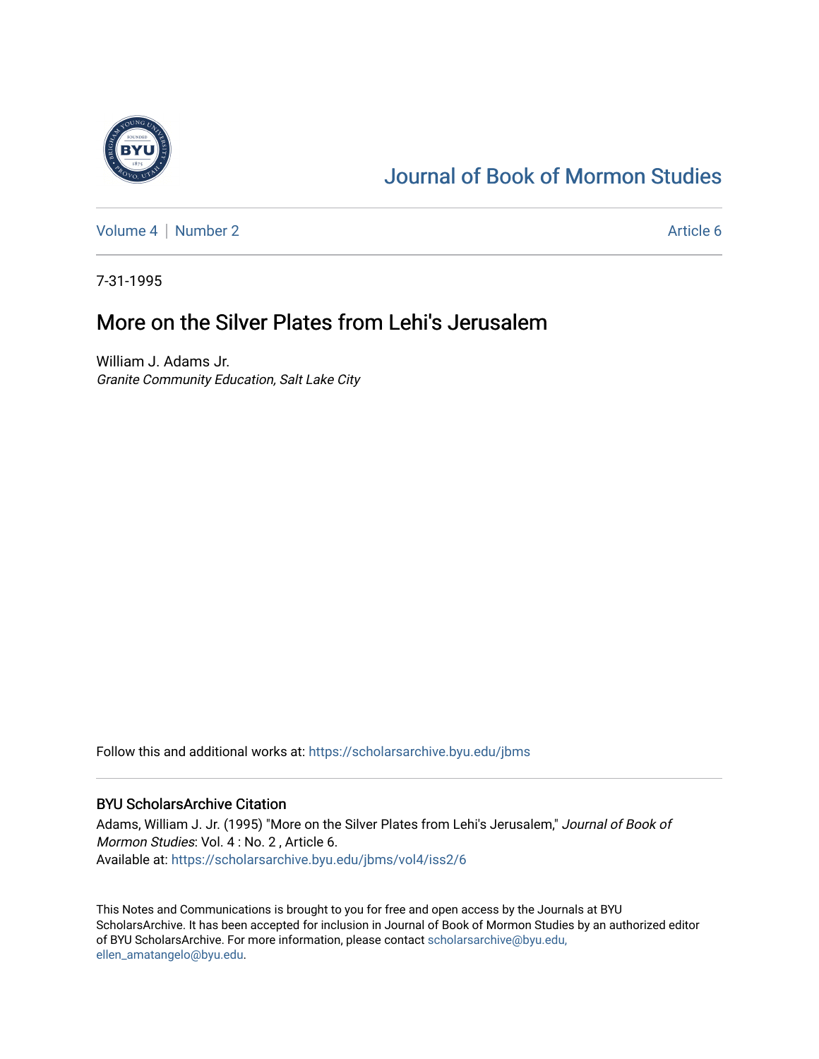# Journal of Book of Mormon Studies

Volume 4 | Number 2 — Article 6

7-31-1995

# More on the Silver Plates from Lehi's Jerusalem

William J. Adams Jr.
*Granite Community Education, Salt Lake City*

Follow this and additional works at: https://scholarsarchive.byu.edu/jbms

## BYU ScholarsArchive Citation

Adams, William J. Jr. (1995) "More on the Silver Plates from Lehi's Jerusalem," *Journal of Book of Mormon Studies*: Vol. 4 : No. 2 , Article 6.
Available at: https://scholarsarchive.byu.edu/jbms/vol4/iss2/6

This Notes and Communications is brought to you for free and open access by the Journals at BYU ScholarsArchive. It has been accepted for inclusion in Journal of Book of Mormon Studies by an authorized editor of BYU ScholarsArchive. For more information, please contact scholarsarchive@byu.edu, ellen_amatangelo@byu.edu.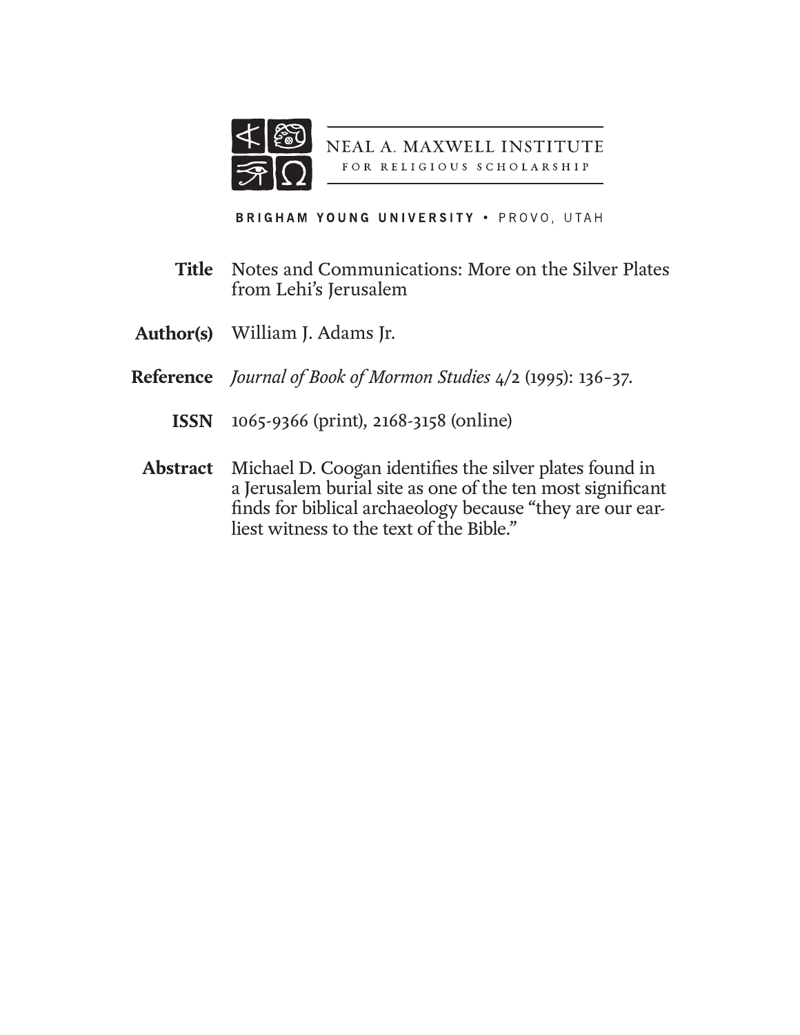NEAL A. MAXWELL INSTITUTE
FOR RELIGIOUS SCHOLARSHIP

BRIGHAM YOUNG UNIVERSITY • PROVO, UTAH

**Title** Notes and Communications: More on the Silver Plates from Lehi's Jerusalem

**Author(s)** William J. Adams Jr.

**Reference** *Journal of Book of Mormon Studies* 4/2 (1995): 136–37.

**ISSN** 1065-9366 (print), 2168-3158 (online)

**Abstract** Michael D. Coogan identifies the silver plates found in a Jerusalem burial site as one of the ten most significant finds for biblical archaeology because "they are our earliest witness to the text of the Bible."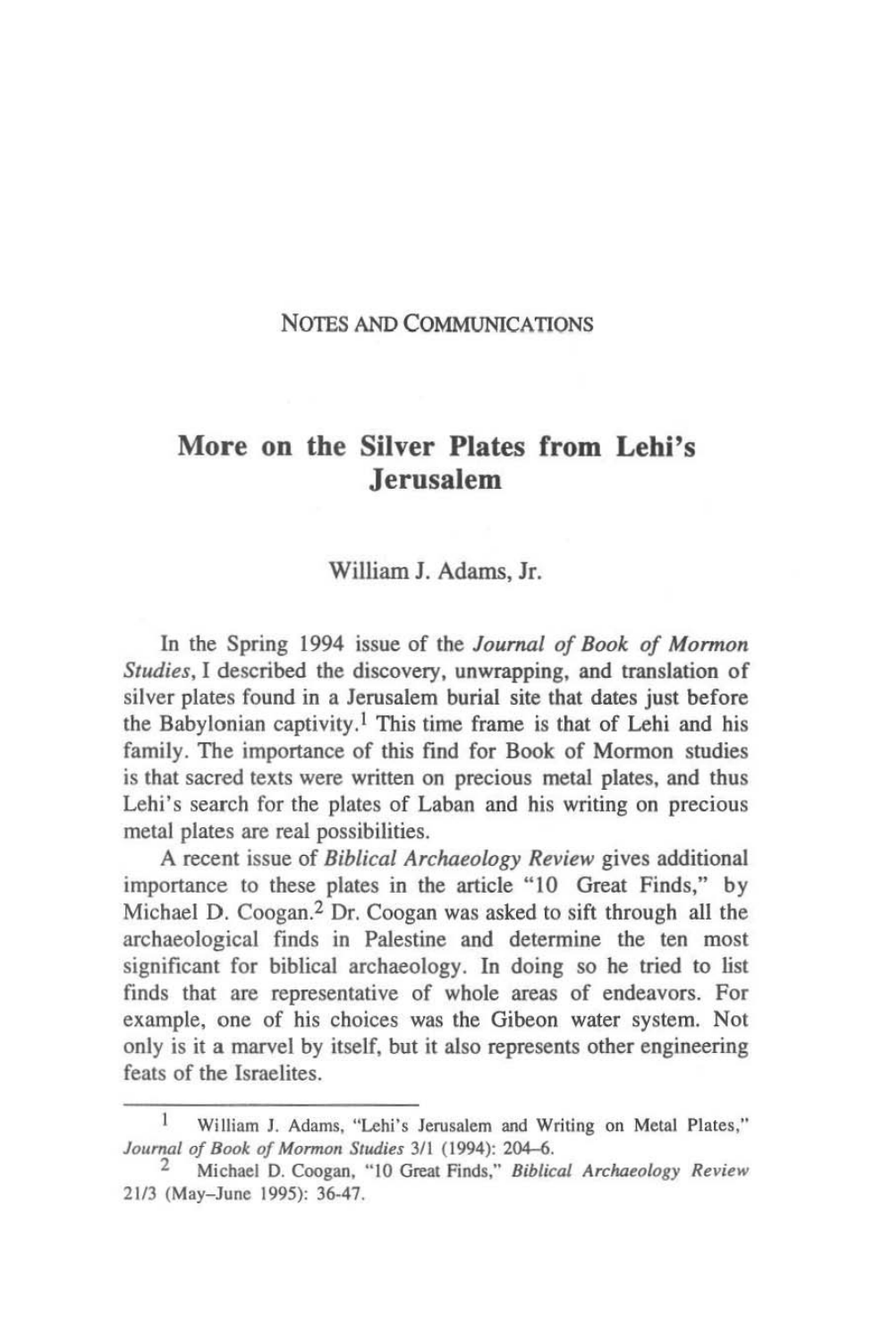NOTES AND COMMUNICATIONS

# More on the Silver Plates from Lehi's Jerusalem

William J. Adams, Jr.

In the Spring 1994 issue of the *Journal of Book of Mormon Studies*, I described the discovery, unwrapping, and translation of silver plates found in a Jerusalem burial site that dates just before the Babylonian captivity.[1] This time frame is that of Lehi and his family. The importance of this find for Book of Mormon studies is that sacred texts were written on precious metal plates, and thus Lehi's search for the plates of Laban and his writing on precious metal plates are real possibilities.

A recent issue of *Biblical Archaeology Review* gives additional importance to these plates in the article "10 Great Finds," by Michael D. Coogan.[2] Dr. Coogan was asked to sift through all the archaeological finds in Palestine and determine the ten most significant for biblical archaeology. In doing so he tried to list finds that are representative of whole areas of endeavors. For example, one of his choices was the Gibeon water system. Not only is it a marvel by itself, but it also represents other engineering feats of the Israelites.

---

1 William J. Adams, "Lehi's Jerusalem and Writing on Metal Plates," *Journal of Book of Mormon Studies* 3/1 (1994): 204–6.

2 Michael D. Coogan, "10 Great Finds," *Biblical Archaeology Review* 21/3 (May–June 1995): 36-47.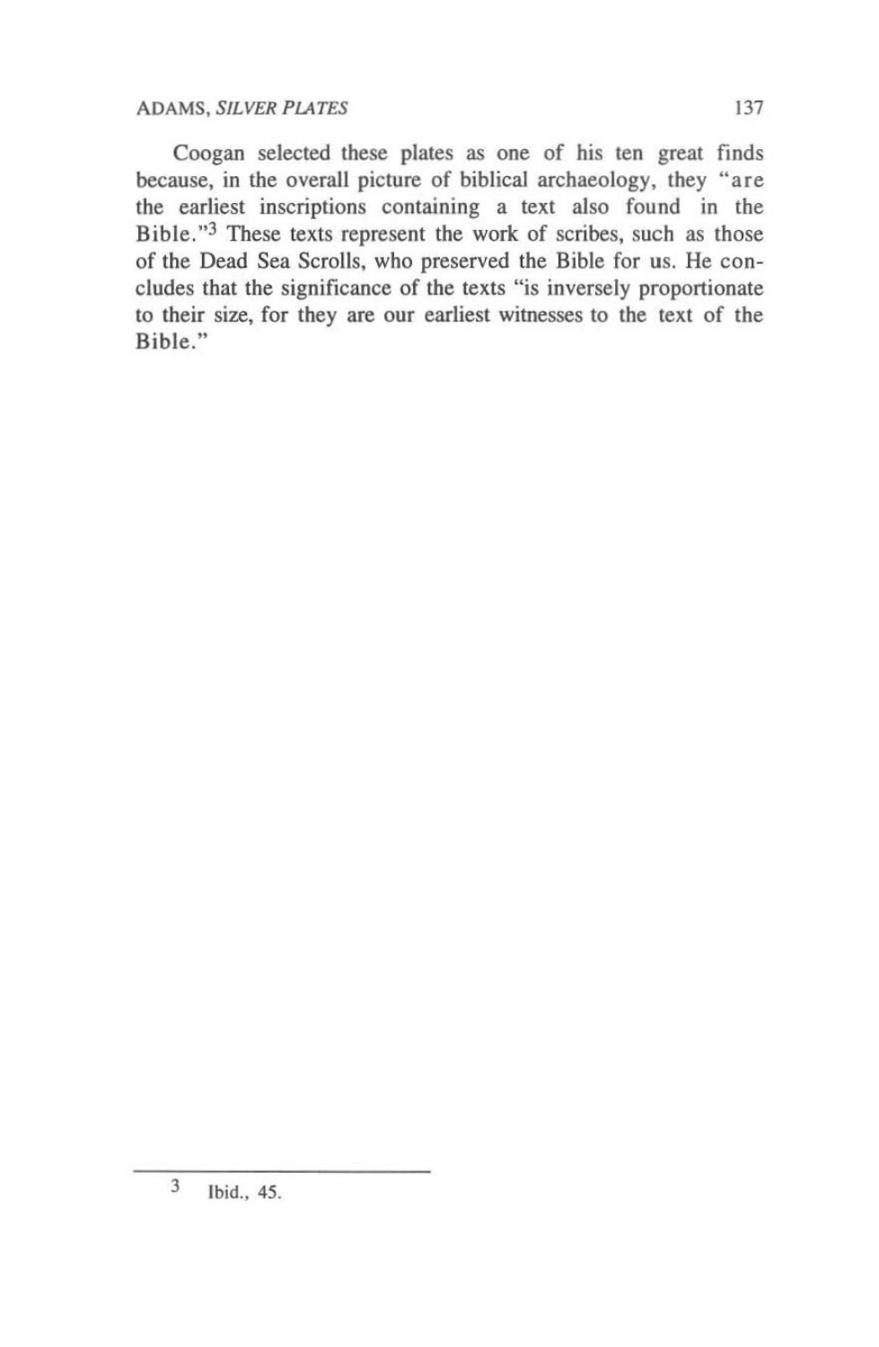Coogan selected these plates as one of his ten great finds because, in the overall picture of biblical archaeology, they "are the earliest inscriptions containing a text also found in the Bible."[3] These texts represent the work of scribes, such as those of the Dead Sea Scrolls, who preserved the Bible for us. He concludes that the significance of the texts "is inversely proportionate to their size, for they are our earliest witnesses to the text of the Bible."

---

3 Ibid., 45.